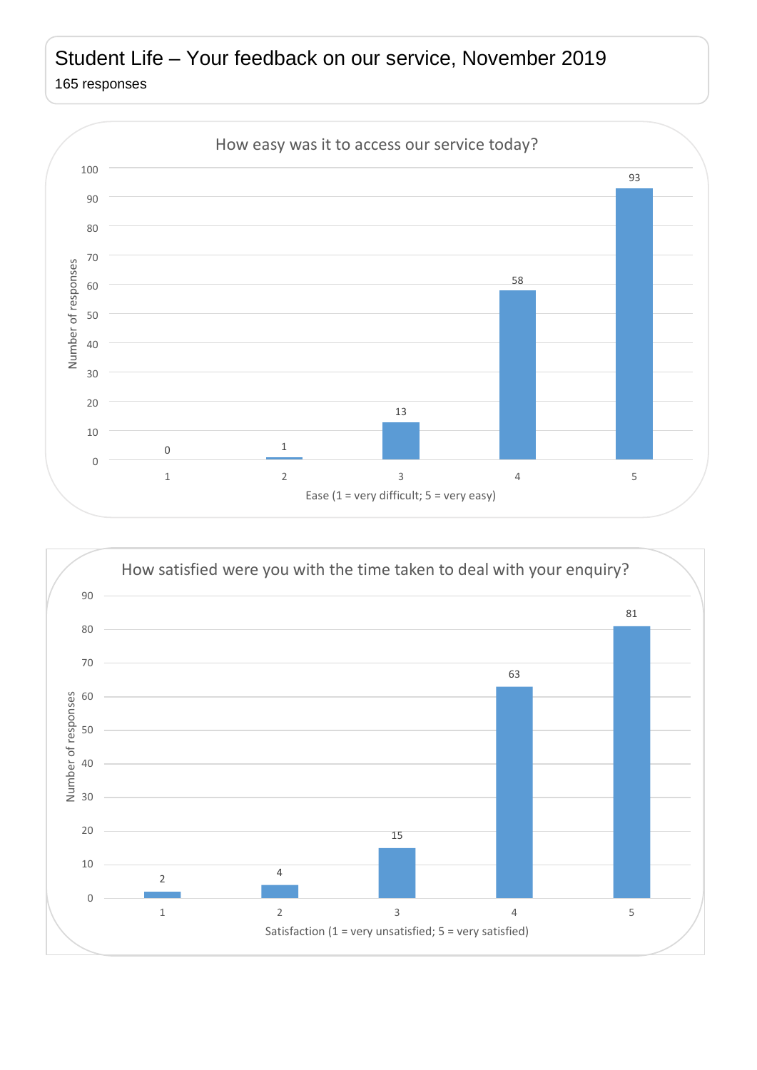# Student Life – Your feedback on our service, November 2019

165 responses

## How easy was it to access our service today?

| Ease (1 = very difficult; 5 = very easy) | Number of responses |
|---|---|
| 1 | 0 |
| 2 | 1 |
| 3 | 13 |
| 4 | 58 |
| 5 | 93 |

## How satisfied were you with the time taken to deal with your enquiry?

| Satisfaction (1 = very unsatisfied; 5 = very satisfied) | Number of responses |
|---|---|
| 1 | 2 |
| 2 | 4 |
| 3 | 15 |
| 4 | 63 |
| 5 | 81 |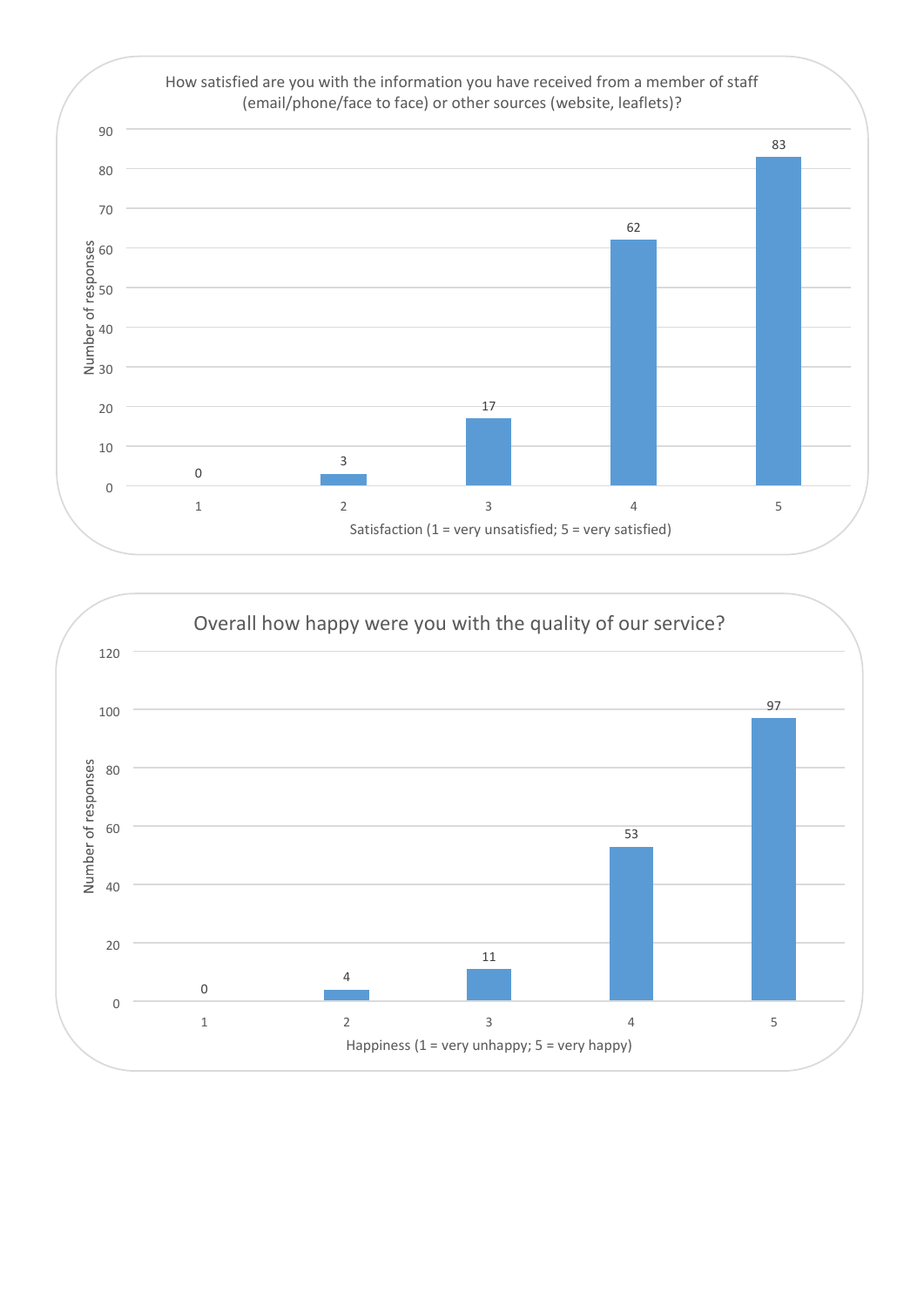## How satisfied are you with the information you have received from a member of staff (email/phone/face to face) or other sources (website, leaflets)?

| Satisfaction (1 = very unsatisfied; 5 = very satisfied) | Number of responses |
|---|---|
| 1 | 0 |
| 2 | 3 |
| 3 | 17 |
| 4 | 62 |
| 5 | 83 |

## Overall how happy were you with the quality of our service?

| Happiness (1 = very unhappy; 5 = very happy) | Number of responses |
|---|---|
| 1 | 0 |
| 2 | 4 |
| 3 | 11 |
| 4 | 53 |
| 5 | 97 |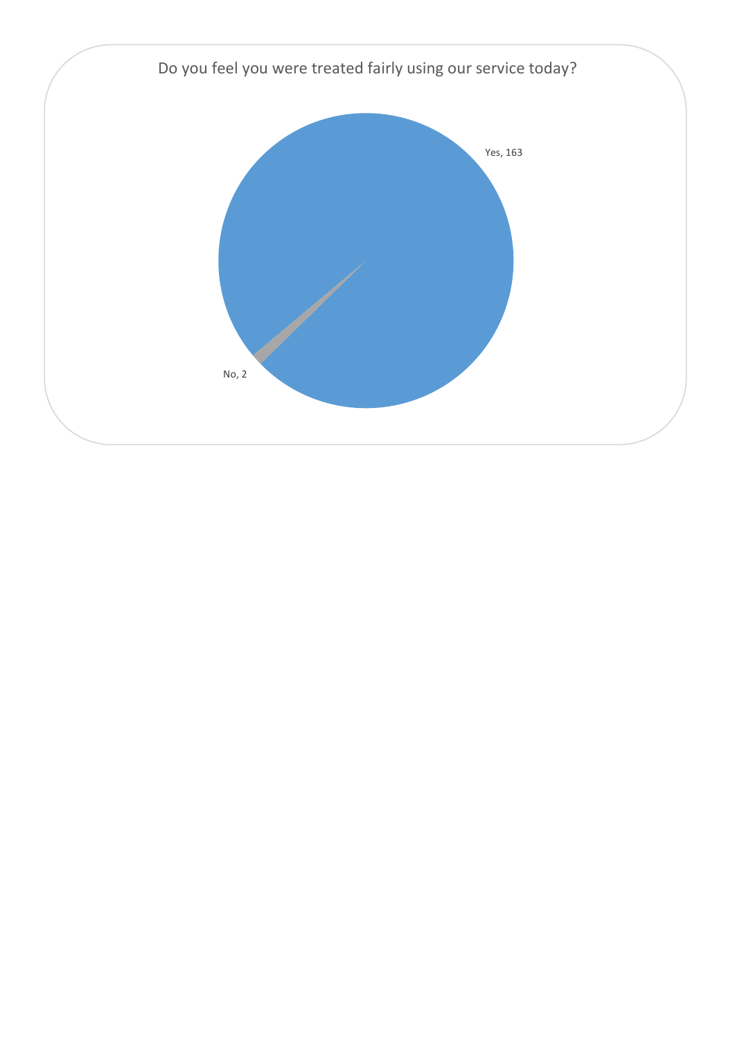Do you feel you were treated fairly using our service today?

Yes, 163

No, 2